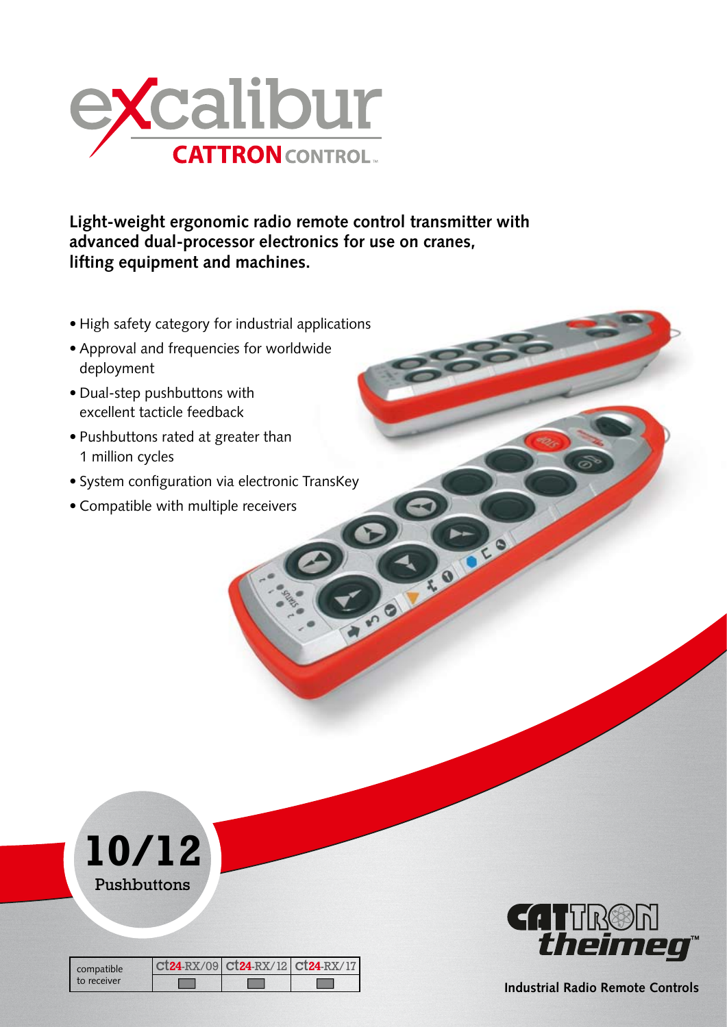# excalibur

CATTRON CONTROL™

**Light-weight ergonomic radio remote control transmitter with advanced dual-processor electronics for use on cranes, lifting equipment and machines.**

- High safety category for industrial applications
- Approval and frequencies for worldwide deployment
- Dual-step pushbuttons with excellent tacticle feedback
- Pushbuttons rated at greater than 1 million cycles
- System configuration via electronic TransKey
- Compatible with multiple receivers

**10/12**
Pushbuttons

| compatible to receiver | ct24-RX/09 | ct24-RX/12 | ct24-RX/17 |
|---|---|---|---|
| | | | |

CATTRON theimeg™

**Industrial Radio Remote Controls**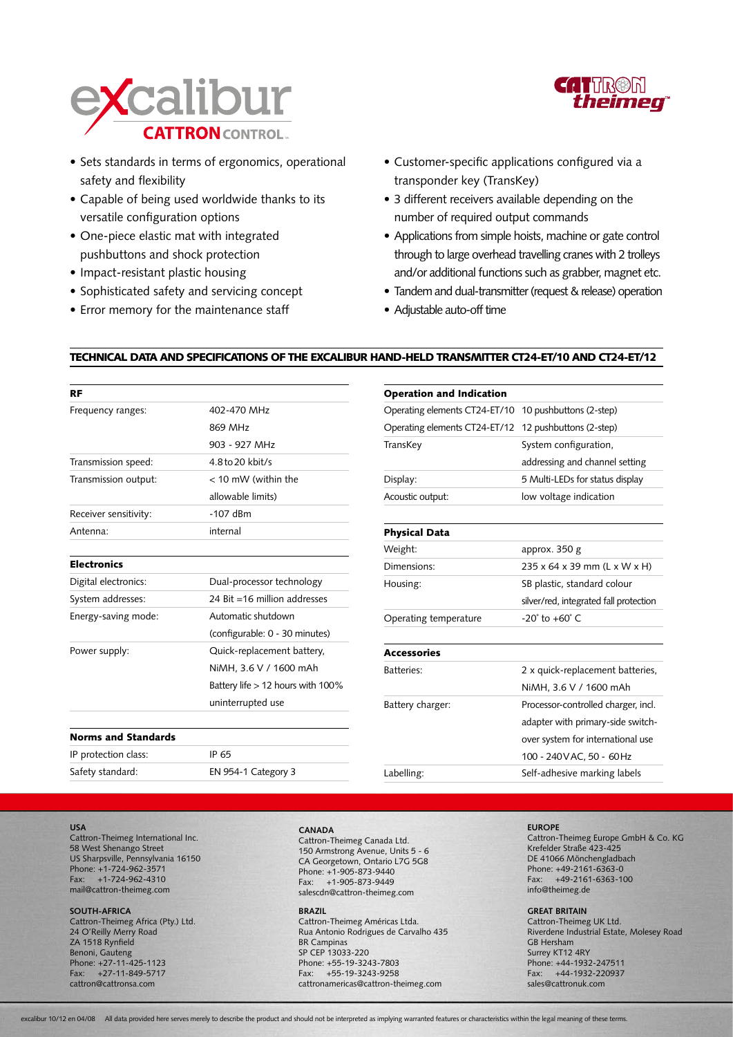# excalibur CATTRON CONTROL

CATTRON theimeg

- Sets standards in terms of ergonomics, operational safety and flexibility
- Capable of being used worldwide thanks to its versatile configuration options
- One-piece elastic mat with integrated pushbuttons and shock protection
- Impact-resistant plastic housing
- Sophisticated safety and servicing concept
- Error memory for the maintenance staff
- Customer-specific applications configured via a transponder key (TransKey)
- 3 different receivers available depending on the number of required output commands
- Applications from simple hoists, machine or gate control through to large overhead travelling cranes with 2 trolleys and/or additional functions such as grabber, magnet etc.
- Tandem and dual-transmitter (request & release) operation
- Adjustable auto-off time

## TECHNICAL DATA AND SPECIFICATIONS OF THE EXCALIBUR HAND-HELD TRANSMITTER CT24-ET/10 AND CT24-ET/12

| **RF** | |
|---|---|
| Frequency ranges: | 402-470 MHz<br>869 MHz<br>903 - 927 MHz |
| Transmission speed: | 4.8 to 20 kbit/s |
| Transmission output: | < 10 mW (within the allowable limits) |
| Receiver sensitivity: | -107 dBm |
| Antenna: | internal |

| **Electronics** | |
|---|---|
| Digital electronics: | Dual-processor technology |
| System addresses: | 24 Bit =16 million addresses |
| Energy-saving mode: | Automatic shutdown (configurable: 0 - 30 minutes) |
| Power supply: | Quick-replacement battery, NiMH, 3.6 V / 1600 mAh<br>Battery life > 12 hours with 100% uninterrupted use |

| **Norms and Standards** | |
|---|---|
| IP protection class: | IP 65 |
| Safety standard: | EN 954-1 Category 3 |

| **Operation and Indication** | |
|---|---|
| Operating elements CT24-ET/10 | 10 pushbuttons (2-step) |
| Operating elements CT24-ET/12 | 12 pushbuttons (2-step) |
| TransKey | System configuration, addressing and channel setting |
| Display: | 5 Multi-LEDs for status display |
| Acoustic output: | low voltage indication |

| **Physical Data** | |
|---|---|
| Weight: | approx. 350 g |
| Dimensions: | 235 x 64 x 39 mm (L x W x H) |
| Housing: | SB plastic, standard colour silver/red, integrated fall protection |
| Operating temperature | -20° to +60° C |

| **Accessories** | |
|---|---|
| Batteries: | 2 x quick-replacement batteries, NiMH, 3.6 V / 1600 mAh |
| Battery charger: | Processor-controlled charger, incl. adapter with primary-side switch-over system for international use 100 - 240 VAC, 50 - 60 Hz |
| Labelling: | Self-adhesive marking labels |

**USA**
Cattron-Theimeg International Inc.
58 West Shenango Street
US Sharpsville, Pennsylvania 16150
Phone: +1-724-962-3571
Fax: +1-724-962-4310
mail@cattron-theimeg.com

**SOUTH-AFRICA**
Cattron-Theimeg Africa (Pty.) Ltd.
24 O'Reilly Merry Road
ZA 1518 Rynfield
Benoni, Gauteng
Phone: +27-11-425-1123
Fax: +27-11-849-5717
cattron@cattronsa.com

**CANADA**
Cattron-Theimeg Canada Ltd.
150 Armstrong Avenue, Units 5 - 6
CA Georgetown, Ontario L7G 5G8
Phone: +1-905-873-9440
Fax: +1-905-873-9449
salescdn@cattron-theimeg.com

**BRAZIL**
Cattron-Theimeg Américas Ltda.
Rua Antonio Rodrigues de Carvalho 435
BR Campinas
SP CEP 13033-220
Phone: +55-19-3243-7803
Fax: +55-19-3243-9258
cattronamericas@cattron-theimeg.com

**EUROPE**
Cattron-Theimeg Europe GmbH & Co. KG
Krefelder Straße 423-425
DE 41066 Mönchengladbach
Phone: +49-2161-6363-0
Fax: +49-2161-6363-100
info@theimeg.de

**GREAT BRITAIN**
Cattron-Theimeg UK Ltd.
Riverdene Industrial Estate, Molesey Road
GB Hersham
Surrey KT12 4RY
Phone: +44-1932-247511
Fax: +44-1932-220937
sales@cattronuk.com

excalibur 10/12 en 04/08 All data provided here serves merely to describe the product and should not be interpreted as implying warranted features or characteristics within the legal meaning of these terms.